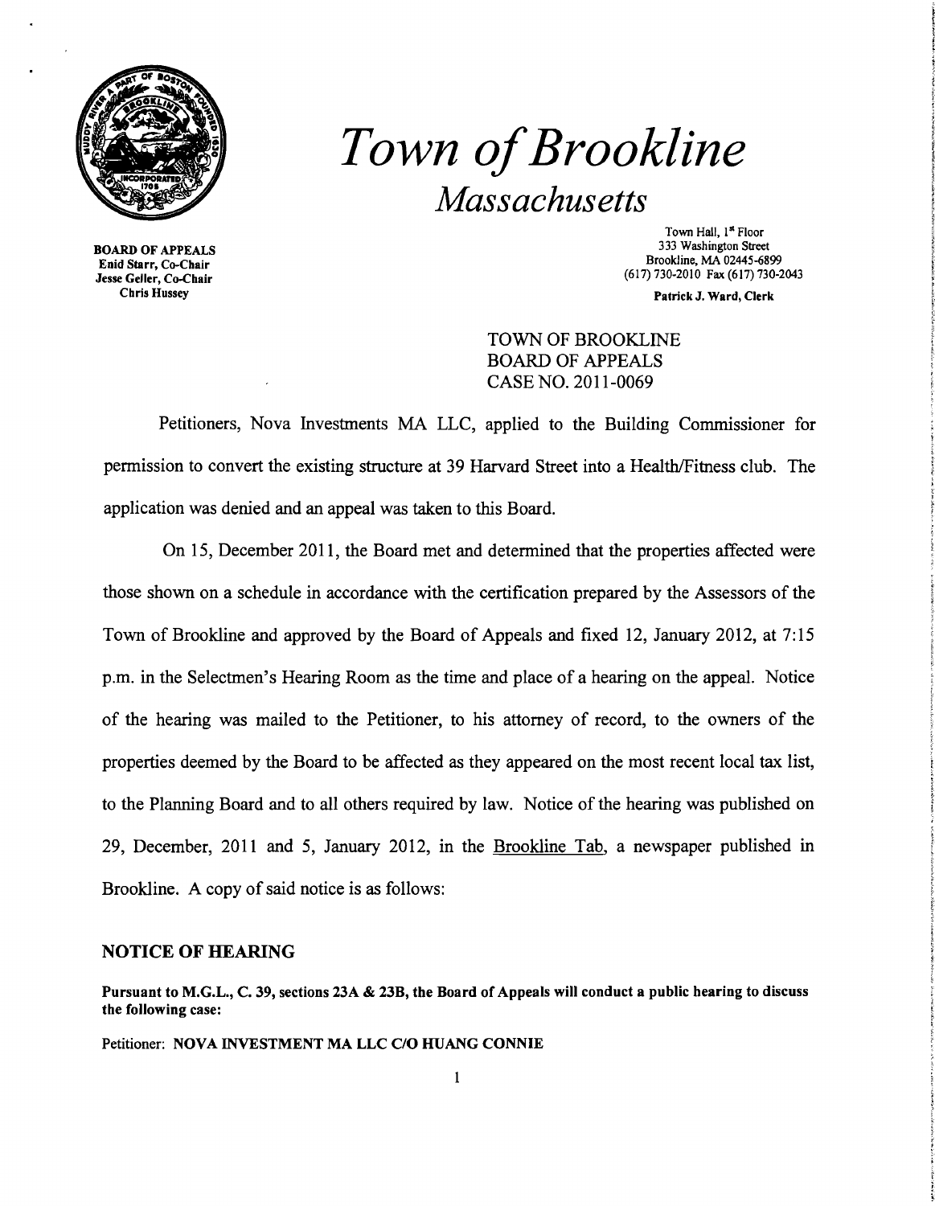# *Town of Brookline*

## *Massachusetts*

**BOARD OF APPEALS**
**Enid Starr, Co-Chair**
**Jesse Geller, Co-Chair**
**Chris Hussey**

Town Hall, 1st Floor
333 Washington Street
Brookline, MA 02445-6899
(617) 730-2010 Fax (617) 730-2043

**Patrick J. Ward, Clerk**

TOWN OF BROOKLINE
BOARD OF APPEALS
CASE NO. 2011-0069

Petitioners, Nova Investments MA LLC, applied to the Building Commissioner for permission to convert the existing structure at 39 Harvard Street into a Health/Fitness club. The application was denied and an appeal was taken to this Board.

On 15, December 2011, the Board met and determined that the properties affected were those shown on a schedule in accordance with the certification prepared by the Assessors of the Town of Brookline and approved by the Board of Appeals and fixed 12, January 2012, at 7:15 p.m. in the Selectmen's Hearing Room as the time and place of a hearing on the appeal. Notice of the hearing was mailed to the Petitioner, to his attorney of record, to the owners of the properties deemed by the Board to be affected as they appeared on the most recent local tax list, to the Planning Board and to all others required by law. Notice of the hearing was published on 29, December, 2011 and 5, January 2012, in the Brookline Tab, a newspaper published in Brookline. A copy of said notice is as follows:

### NOTICE OF HEARING

**Pursuant to M.G.L., C. 39, sections 23A & 23B, the Board of Appeals will conduct a public hearing to discuss the following case:**

Petitioner: **NOVA INVESTMENT MA LLC C/O HUANG CONNIE**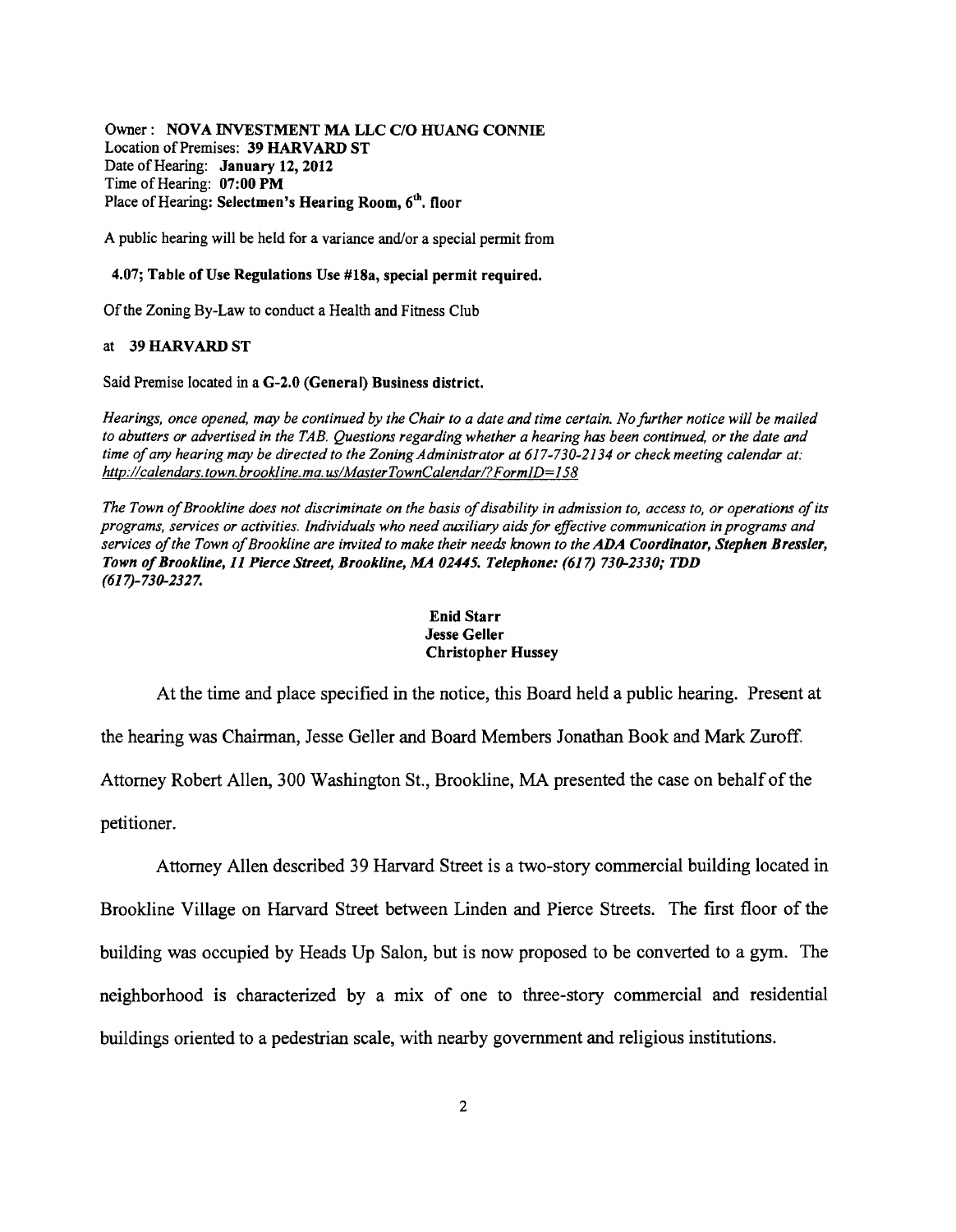Owner: **NOVA INVESTMENT MA LLC C/O HUANG CONNIE**
Location of Premises: **39 HARVARD ST**
Date of Hearing: **January 12, 2012**
Time of Hearing: **07:00 PM**
Place of Hearing: **Selectmen's Hearing Room, 6th. floor**

A public hearing will be held for a variance and/or a special permit from

**4.07; Table of Use Regulations Use #18a, special permit required.**

Of the Zoning By-Law to conduct a Health and Fitness Club

at **39 HARVARD ST**

Said Premise located in a **G-2.0 (General) Business district.**

*Hearings, once opened, may be continued by the Chair to a date and time certain. No further notice will be mailed to abutters or advertised in the TAB. Questions regarding whether a hearing has been continued, or the date and time of any hearing may be directed to the Zoning Administrator at 617-730-2134 or check meeting calendar at: http://calendars.town.brookline.ma.us/MasterTownCalendar/?FormID=158*

*The Town of Brookline does not discriminate on the basis of disability in admission to, access to, or operations of its programs, services or activities. Individuals who need auxiliary aids for effective communication in programs and services of the Town of Brookline are invited to make their needs known to the* ***ADA Coordinator, Stephen Bressler, Town of Brookline, 11 Pierce Street, Brookline, MA 02445. Telephone: (617) 730-2330; TDD (617)-730-2327.***

**Enid Starr**
**Jesse Geller**
**Christopher Hussey**

At the time and place specified in the notice, this Board held a public hearing. Present at the hearing was Chairman, Jesse Geller and Board Members Jonathan Book and Mark Zuroff. Attorney Robert Allen, 300 Washington St., Brookline, MA presented the case on behalf of the petitioner.

Attorney Allen described 39 Harvard Street is a two-story commercial building located in Brookline Village on Harvard Street between Linden and Pierce Streets. The first floor of the building was occupied by Heads Up Salon, but is now proposed to be converted to a gym. The neighborhood is characterized by a mix of one to three-story commercial and residential buildings oriented to a pedestrian scale, with nearby government and religious institutions.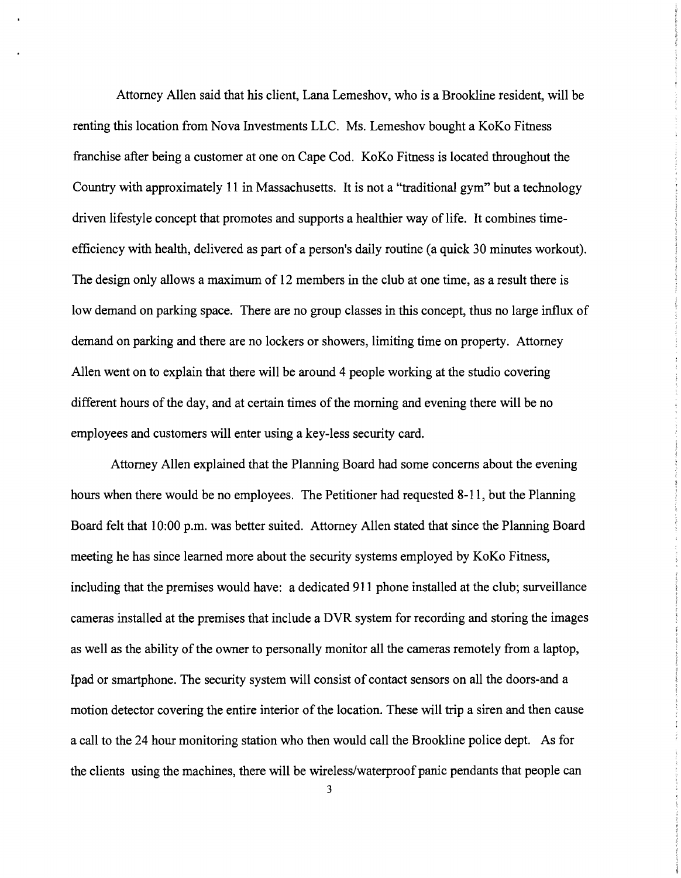Attorney Allen said that his client, Lana Lemeshov, who is a Brookline resident, will be renting this location from Nova Investments LLC. Ms. Lemeshov bought a KoKo Fitness franchise after being a customer at one on Cape Cod. KoKo Fitness is located throughout the Country with approximately 11 in Massachusetts. It is not a "traditional gym" but a technology driven lifestyle concept that promotes and supports a healthier way of life. It combines time-efficiency with health, delivered as part of a person's daily routine (a quick 30 minutes workout). The design only allows a maximum of 12 members in the club at one time, as a result there is low demand on parking space. There are no group classes in this concept, thus no large influx of demand on parking and there are no lockers or showers, limiting time on property. Attorney Allen went on to explain that there will be around 4 people working at the studio covering different hours of the day, and at certain times of the morning and evening there will be no employees and customers will enter using a key-less security card.

Attorney Allen explained that the Planning Board had some concerns about the evening hours when there would be no employees. The Petitioner had requested 8-11, but the Planning Board felt that 10:00 p.m. was better suited. Attorney Allen stated that since the Planning Board meeting he has since learned more about the security systems employed by KoKo Fitness, including that the premises would have: a dedicated 911 phone installed at the club; surveillance cameras installed at the premises that include a DVR system for recording and storing the images as well as the ability of the owner to personally monitor all the cameras remotely from a laptop, Ipad or smartphone. The security system will consist of contact sensors on all the doors-and a motion detector covering the entire interior of the location. These will trip a siren and then cause a call to the 24 hour monitoring station who then would call the Brookline police dept. As for the clients using the machines, there will be wireless/waterproof panic pendants that people can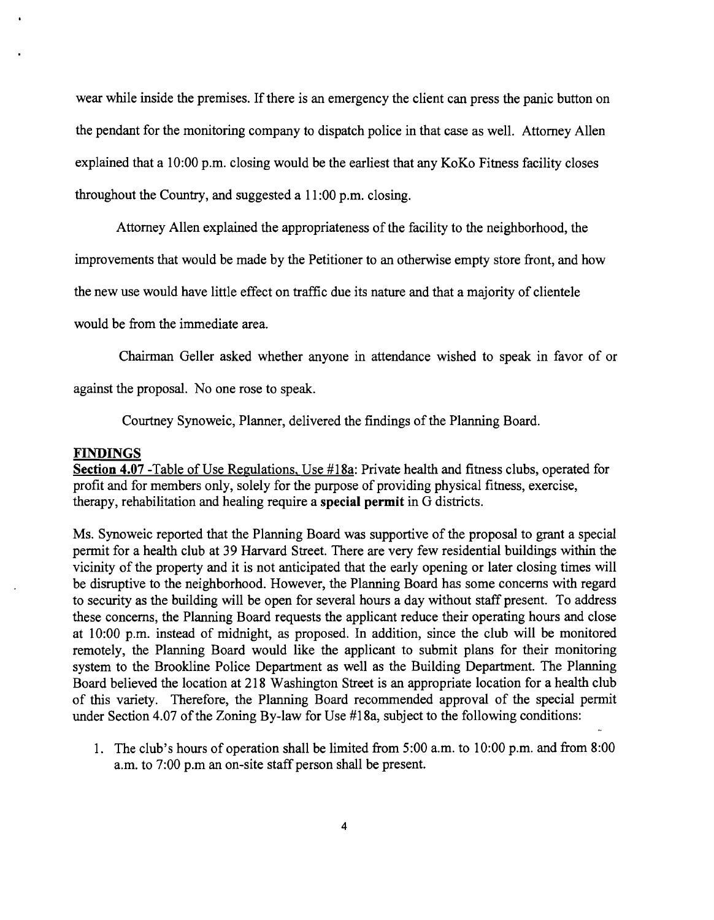wear while inside the premises. If there is an emergency the client can press the panic button on the pendant for the monitoring company to dispatch police in that case as well. Attorney Allen explained that a 10:00 p.m. closing would be the earliest that any KoKo Fitness facility closes throughout the Country, and suggested a 11:00 p.m. closing.

Attorney Allen explained the appropriateness of the facility to the neighborhood, the improvements that would be made by the Petitioner to an otherwise empty store front, and how the new use would have little effect on traffic due its nature and that a majority of clientele would be from the immediate area.

Chairman Geller asked whether anyone in attendance wished to speak in favor of or against the proposal. No one rose to speak.

Courtney Synoweic, Planner, delivered the findings of the Planning Board.

**FINDINGS**

**Section 4.07** -Table of Use Regulations, Use #18a: Private health and fitness clubs, operated for profit and for members only, solely for the purpose of providing physical fitness, exercise, therapy, rehabilitation and healing require a **special permit** in G districts.

Ms. Synoweic reported that the Planning Board was supportive of the proposal to grant a special permit for a health club at 39 Harvard Street. There are very few residential buildings within the vicinity of the property and it is not anticipated that the early opening or later closing times will be disruptive to the neighborhood. However, the Planning Board has some concerns with regard to security as the building will be open for several hours a day without staff present. To address these concerns, the Planning Board requests the applicant reduce their operating hours and close at 10:00 p.m. instead of midnight, as proposed. In addition, since the club will be monitored remotely, the Planning Board would like the applicant to submit plans for their monitoring system to the Brookline Police Department as well as the Building Department. The Planning Board believed the location at 218 Washington Street is an appropriate location for a health club of this variety. Therefore, the Planning Board recommended approval of the special permit under Section 4.07 of the Zoning By-law for Use #18a, subject to the following conditions:

1. The club's hours of operation shall be limited from 5:00 a.m. to 10:00 p.m. and from 8:00 a.m. to 7:00 p.m an on-site staff person shall be present.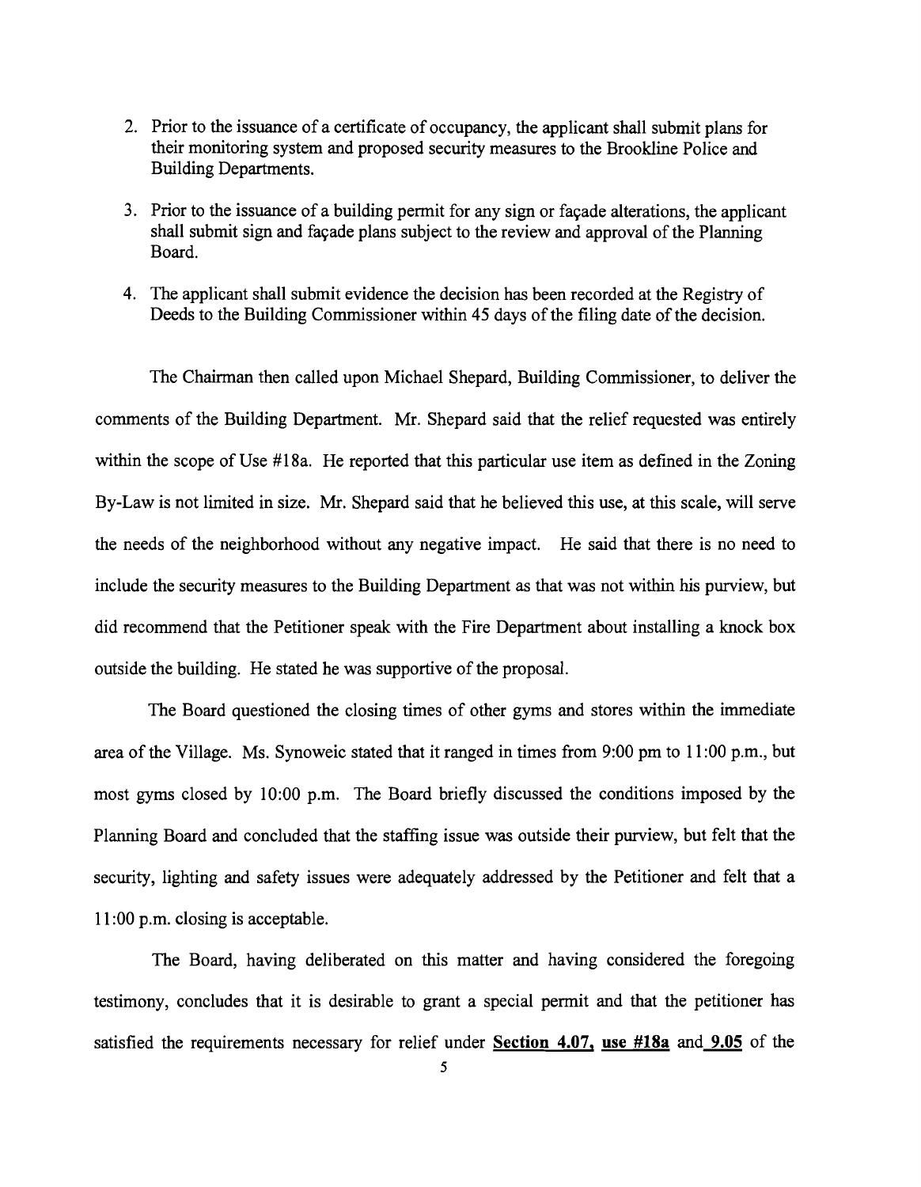2. Prior to the issuance of a certificate of occupancy, the applicant shall submit plans for their monitoring system and proposed security measures to the Brookline Police and Building Departments.

3. Prior to the issuance of a building permit for any sign or façade alterations, the applicant shall submit sign and façade plans subject to the review and approval of the Planning Board.

4. The applicant shall submit evidence the decision has been recorded at the Registry of Deeds to the Building Commissioner within 45 days of the filing date of the decision.

The Chairman then called upon Michael Shepard, Building Commissioner, to deliver the comments of the Building Department. Mr. Shepard said that the relief requested was entirely within the scope of Use #18a. He reported that this particular use item as defined in the Zoning By-Law is not limited in size. Mr. Shepard said that he believed this use, at this scale, will serve the needs of the neighborhood without any negative impact. He said that there is no need to include the security measures to the Building Department as that was not within his purview, but did recommend that the Petitioner speak with the Fire Department about installing a knock box outside the building. He stated he was supportive of the proposal.

The Board questioned the closing times of other gyms and stores within the immediate area of the Village. Ms. Synoweic stated that it ranged in times from 9:00 pm to 11:00 p.m., but most gyms closed by 10:00 p.m. The Board briefly discussed the conditions imposed by the Planning Board and concluded that the staffing issue was outside their purview, but felt that the security, lighting and safety issues were adequately addressed by the Petitioner and felt that a 11:00 p.m. closing is acceptable.

The Board, having deliberated on this matter and having considered the foregoing testimony, concludes that it is desirable to grant a special permit and that the petitioner has satisfied the requirements necessary for relief under **Section 4.07, use #18a** and **9.05** of the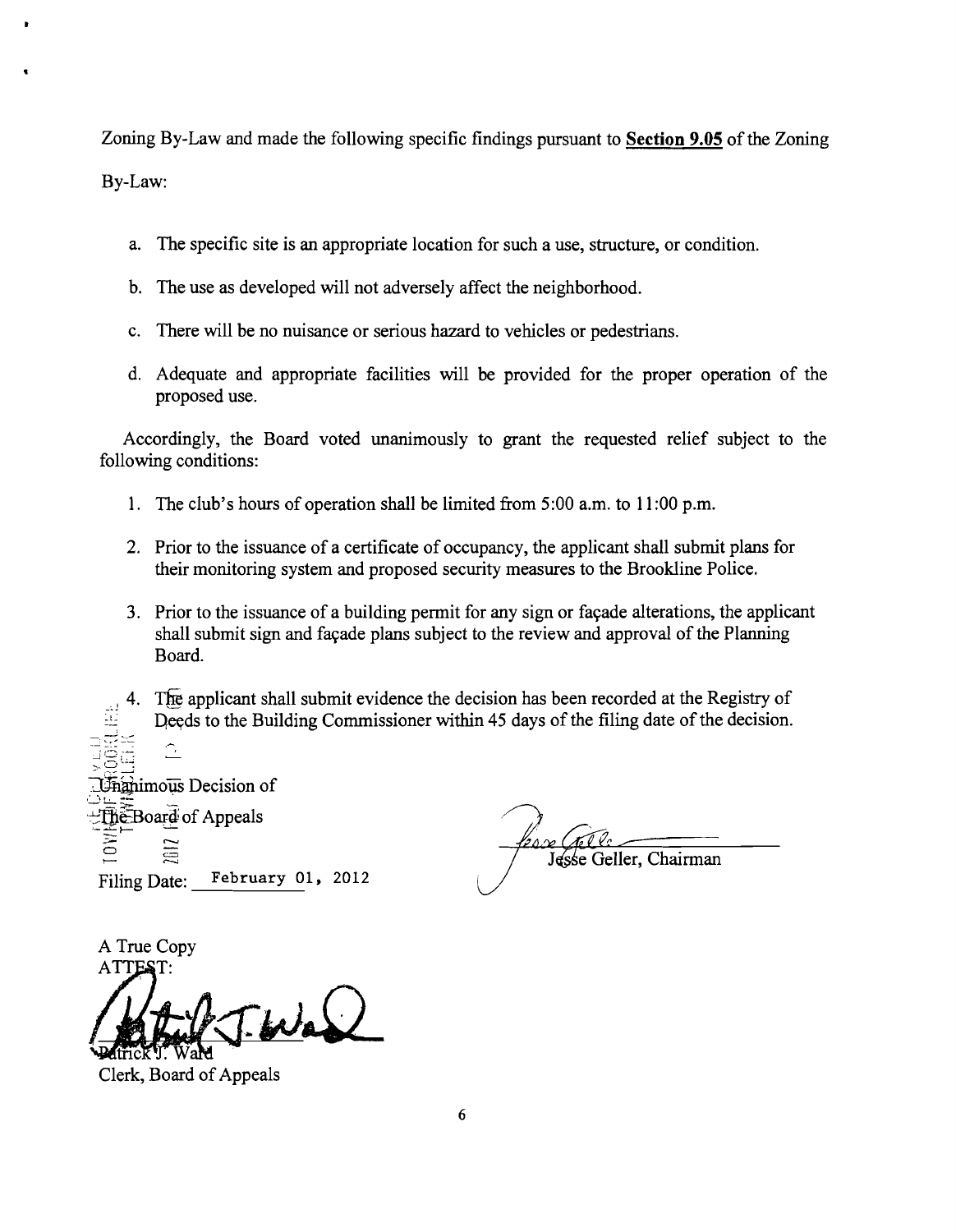Zoning By-Law and made the following specific findings pursuant to **Section 9.05** of the Zoning By-Law:

a. The specific site is an appropriate location for such a use, structure, or condition.

b. The use as developed will not adversely affect the neighborhood.

c. There will be no nuisance or serious hazard to vehicles or pedestrians.

d. Adequate and appropriate facilities will be provided for the proper operation of the proposed use.

Accordingly, the Board voted unanimously to grant the requested relief subject to the following conditions:

1. The club's hours of operation shall be limited from 5:00 a.m. to 11:00 p.m.

2. Prior to the issuance of a certificate of occupancy, the applicant shall submit plans for their monitoring system and proposed security measures to the Brookline Police.

3. Prior to the issuance of a building permit for any sign or façade alterations, the applicant shall submit sign and façade plans subject to the review and approval of the Planning Board.

4. The applicant shall submit evidence the decision has been recorded at the Registry of Deeds to the Building Commissioner within 45 days of the filing date of the decision.

Unanimous Decision of
The Board of Appeals

Filing Date: February 01, 2012

Jesse Geller, Chairman

A True Copy
ATTEST:

Patrick J. Ward
Clerk, Board of Appeals